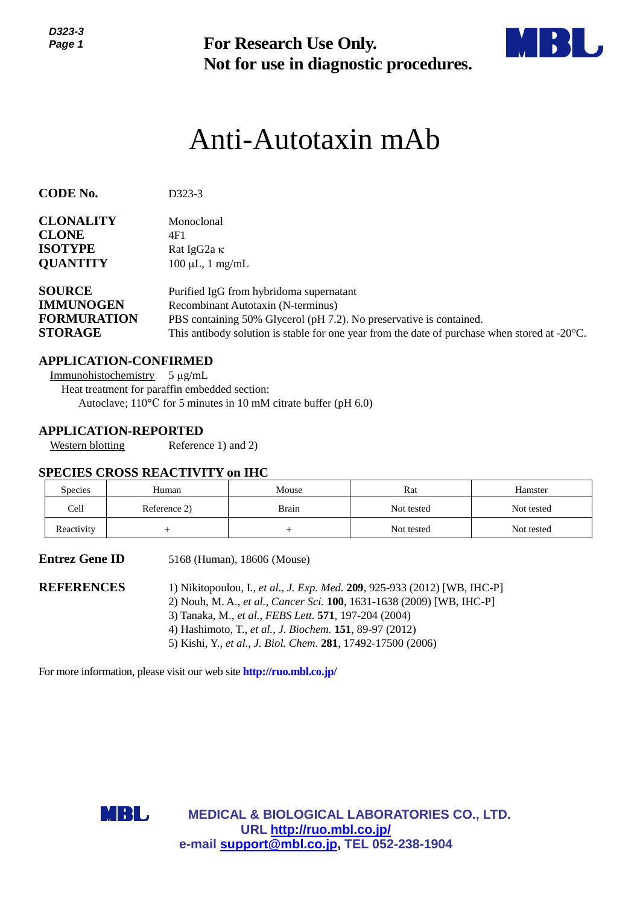**For Research Use Only.**
**Not for use in diagnostic procedures.**

# Anti-Autotaxin mAb

**CODE No.** D323-3

**CLONALITY** Monoclonal
**CLONE** 4F1
**ISOTYPE** Rat IgG2a κ
**QUANTITY** 100 µL, 1 mg/mL

**SOURCE** Purified IgG from hybridoma supernatant
**IMMUNOGEN** Recombinant Autotaxin (N-terminus)
**FORMURATION** PBS containing 50% Glycerol (pH 7.2). No preservative is contained.
**STORAGE** This antibody solution is stable for one year from the date of purchase when stored at -20°C.

## APPLICATION-CONFIRMED

Immunohistochemistry 5 µg/mL
Heat treatment for paraffin embedded section:
Autoclave; 110°C for 5 minutes in 10 mM citrate buffer (pH 6.0)

## APPLICATION-REPORTED

Western blotting Reference 1) and 2)

## SPECIES CROSS REACTIVITY on IHC

| Species | Human | Mouse | Rat | Hamster |
|---|---|---|---|---|
| Cell | Reference 2) | Brain | Not tested | Not tested |
| Reactivity | + | + | Not tested | Not tested |

**Entrez Gene ID** 5168 (Human), 18606 (Mouse)

**REFERENCES**

1) Nikitopoulou, I., *et al., J. Exp. Med.* **209**, 925-933 (2012) [WB, IHC-P]
2) Nouh, M. A., *et al., Cancer Sci.* **100**, 1631-1638 (2009) [WB, IHC-P]
3) Tanaka, M., *et al., FEBS Lett.* **571**, 197-204 (2004)
4) Hashimoto, T., *et al., J. Biochem.* **151**, 89-97 (2012)
5) Kishi, Y., *et al., J. Biol. Chem.* **281**, 17492-17500 (2006)

For more information, please visit our web site **http://ruo.mbl.co.jp/**

**MEDICAL & BIOLOGICAL LABORATORIES CO., LTD.**
**URL http://ruo.mbl.co.jp/**
**e-mail support@mbl.co.jp, TEL 052-238-1904**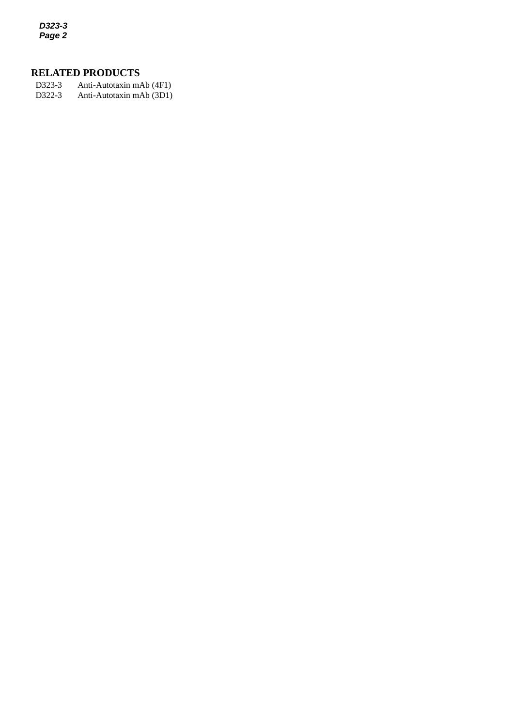## RELATED PRODUCTS

| | |
|---|---|
| D323-3 | Anti-Autotaxin mAb (4F1) |
| D322-3 | Anti-Autotaxin mAb (3D1) |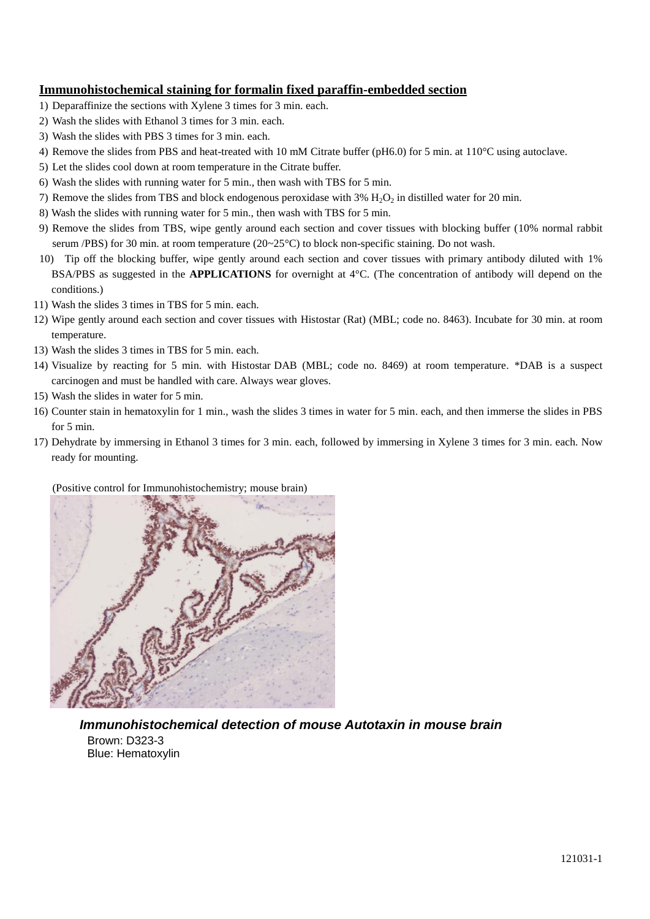## Immunohistochemical staining for formalin fixed paraffin-embedded section

1) Deparaffinize the sections with Xylene 3 times for 3 min. each.
2) Wash the slides with Ethanol 3 times for 3 min. each.
3) Wash the slides with PBS 3 times for 3 min. each.
4) Remove the slides from PBS and heat-treated with 10 mM Citrate buffer (pH6.0) for 5 min. at 110°C using autoclave.
5) Let the slides cool down at room temperature in the Citrate buffer.
6) Wash the slides with running water for 5 min., then wash with TBS for 5 min.
7) Remove the slides from TBS and block endogenous peroxidase with 3% $H_2O_2$ in distilled water for 20 min.
8) Wash the slides with running water for 5 min., then wash with TBS for 5 min.
9) Remove the slides from TBS, wipe gently around each section and cover tissues with blocking buffer (10% normal rabbit serum /PBS) for 30 min. at room temperature (20~25°C) to block non-specific staining. Do not wash.
10) Tip off the blocking buffer, wipe gently around each section and cover tissues with primary antibody diluted with 1% BSA/PBS as suggested in the **APPLICATIONS** for overnight at 4°C. (The concentration of antibody will depend on the conditions.)
11) Wash the slides 3 times in TBS for 5 min. each.
12) Wipe gently around each section and cover tissues with Histostar (Rat) (MBL; code no. 8463). Incubate for 30 min. at room temperature.
13) Wash the slides 3 times in TBS for 5 min. each.
14) Visualize by reacting for 5 min. with Histostar DAB (MBL; code no. 8469) at room temperature. *DAB is a suspect carcinogen and must be handled with care. Always wear gloves.
15) Wash the slides in water for 5 min.
16) Counter stain in hematoxylin for 1 min., wash the slides 3 times in water for 5 min. each, and then immerse the slides in PBS for 5 min.
17) Dehydrate by immersing in Ethanol 3 times for 3 min. each, followed by immersing in Xylene 3 times for 3 min. each. Now ready for mounting.

(Positive control for Immunohistochemistry; mouse brain)

***Immunohistochemical detection of mouse Autotaxin in mouse brain***

Brown: D323-3
Blue: Hematoxylin